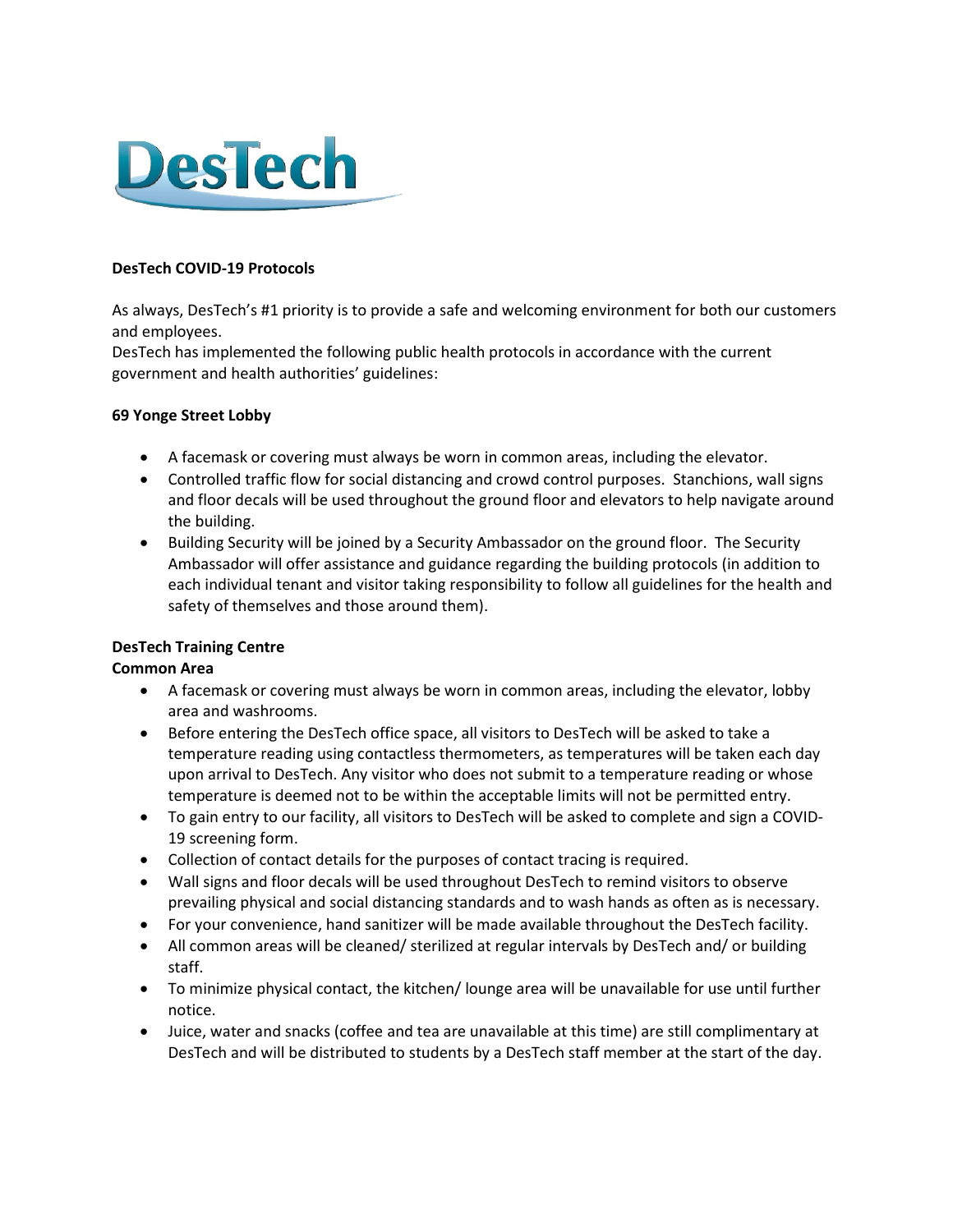DesTech

**DesTech COVID-19 Protocols**

As always, DesTech's #1 priority is to provide a safe and welcoming environment for both our customers and employees.
DesTech has implemented the following public health protocols in accordance with the current government and health authorities' guidelines:

**69 Yonge Street Lobby**

- A facemask or covering must always be worn in common areas, including the elevator.
- Controlled traffic flow for social distancing and crowd control purposes. Stanchions, wall signs and floor decals will be used throughout the ground floor and elevators to help navigate around the building.
- Building Security will be joined by a Security Ambassador on the ground floor. The Security Ambassador will offer assistance and guidance regarding the building protocols (in addition to each individual tenant and visitor taking responsibility to follow all guidelines for the health and safety of themselves and those around them).

**DesTech Training Centre**
**Common Area**

- A facemask or covering must always be worn in common areas, including the elevator, lobby area and washrooms.
- Before entering the DesTech office space, all visitors to DesTech will be asked to take a temperature reading using contactless thermometers, as temperatures will be taken each day upon arrival to DesTech. Any visitor who does not submit to a temperature reading or whose temperature is deemed not to be within the acceptable limits will not be permitted entry.
- To gain entry to our facility, all visitors to DesTech will be asked to complete and sign a COVID-19 screening form.
- Collection of contact details for the purposes of contact tracing is required.
- Wall signs and floor decals will be used throughout DesTech to remind visitors to observe prevailing physical and social distancing standards and to wash hands as often as is necessary.
- For your convenience, hand sanitizer will be made available throughout the DesTech facility.
- All common areas will be cleaned/ sterilized at regular intervals by DesTech and/ or building staff.
- To minimize physical contact, the kitchen/ lounge area will be unavailable for use until further notice.
- Juice, water and snacks (coffee and tea are unavailable at this time) are still complimentary at DesTech and will be distributed to students by a DesTech staff member at the start of the day.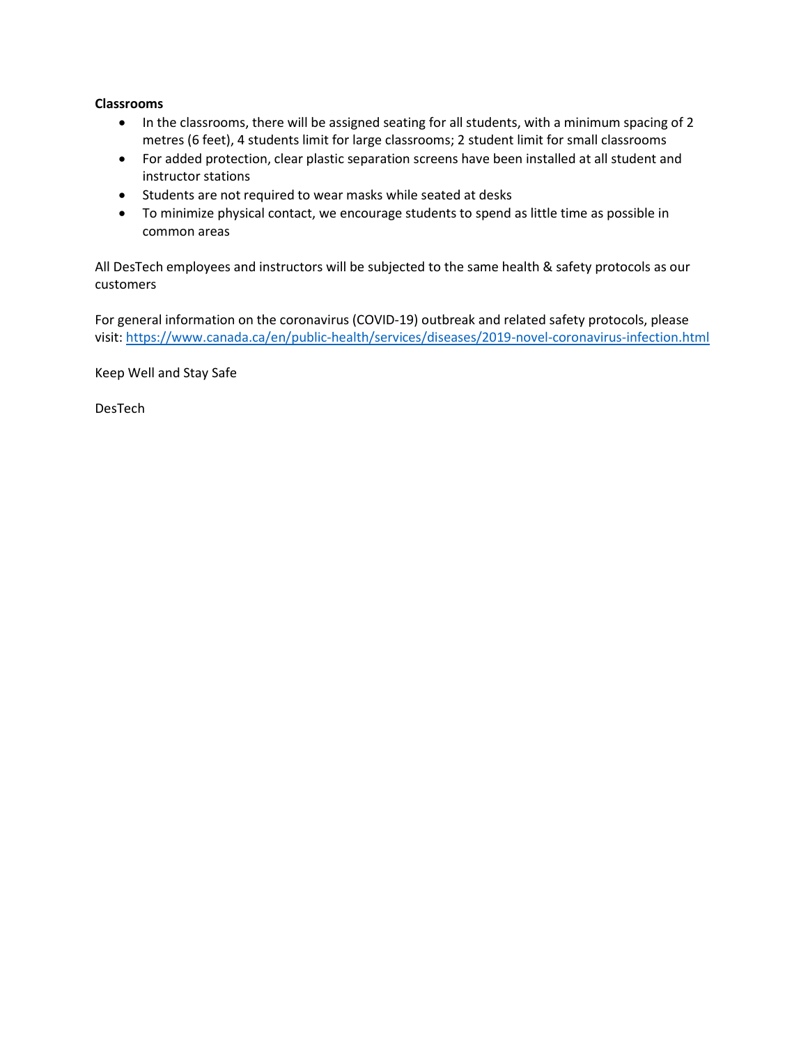**Classrooms**

- In the classrooms, there will be assigned seating for all students, with a minimum spacing of 2 metres (6 feet), 4 students limit for large classrooms; 2 student limit for small classrooms
- For added protection, clear plastic separation screens have been installed at all student and instructor stations
- Students are not required to wear masks while seated at desks
- To minimize physical contact, we encourage students to spend as little time as possible in common areas

All DesTech employees and instructors will be subjected to the same health & safety protocols as our customers

For general information on the coronavirus (COVID-19) outbreak and related safety protocols, please visit: https://www.canada.ca/en/public-health/services/diseases/2019-novel-coronavirus-infection.html

Keep Well and Stay Safe

DesTech